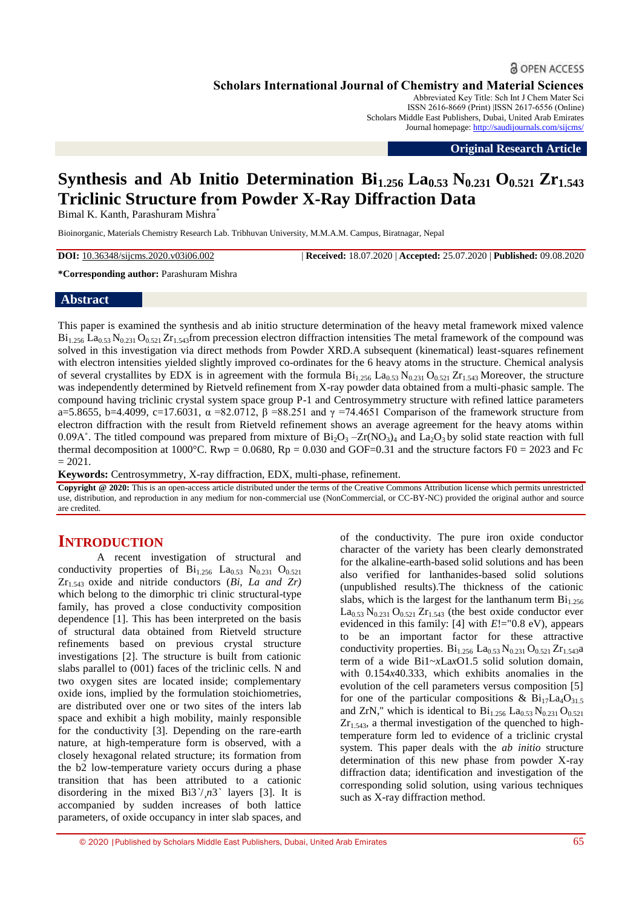Scholars International Journal of Chemistry and Material Sciences

Abbreviated Key Title: Sch Int J Chem Mater Sci
ISSN 2616-8669 (Print) |ISSN 2617-6556 (Online)
Scholars Middle East Publishers, Dubai, United Arab Emirates
Journal homepage: http://saudijournals.com/sijcms/

**Original Research Article**

# Synthesis and Ab Initio Determination $Bi_{1.256}$ $La_{0.53}$ $N_{0.231}$ $O_{0.521}$ $Zr_{1.543}$ Triclinic Structure from Powder X-Ray Diffraction Data

Bimal K. Kanth, Parashuram Mishra*

Bioinorganic, Materials Chemistry Research Lab. Tribhuvan University, M.M.A.M. Campus, Biratnagar, Nepal

**DOI:** 10.36348/sijcms.2020.v03i06.002 | **Received:** 18.07.2020 | **Accepted:** 25.07.2020 | **Published:** 09.08.2020

**\*Corresponding author:** Parashuram Mishra

## Abstract

This paper is examined the synthesis and ab initio structure determination of the heavy metal framework mixed valence $Bi_{1.256}$ $La_{0.53}$ $N_{0.231}$ $O_{0.521}$ $Zr_{1.543}$from precession electron diffraction intensities The metal framework of the compound was solved in this investigation via direct methods from Powder XRD.A subsequent (kinematical) least-squares refinement with electron intensities yielded slightly improved co-ordinates for the 6 heavy atoms in the structure. Chemical analysis of several crystallites by EDX is in agreement with the formula $Bi_{1.256}$ $La_{0.53}$ $N_{0.231}$ $O_{0.521}$ $Zr_{1.543}$ Moreover, the structure was independently determined by Rietveld refinement from X-ray powder data obtained from a multi-phasic sample. The compound having triclinic crystal system space group P-1 and Centrosymmetry structure with refined lattice parameters a=5.8655, b=4.4099, c=17.6031, $\alpha$ =82.0712, $\beta$ =88.251 and $\gamma$ =74.4651 Comparison of the framework structure from electron diffraction with the result from Rietveld refinement shows an average agreement for the heavy atoms within 0.09A˚. The titled compound was prepared from mixture of $Bi_2O_3$ –$Zr(NO_3)_4$ and $La_2O_3$ by solid state reaction with full thermal decomposition at 1000°C. Rwp = 0.0680, Rp = 0.030 and GOF=0.31 and the structure factors F0 = 2023 and Fc = 2021.

**Keywords:** Centrosymmetry, X-ray diffraction, EDX, multi-phase, refinement.

**Copyright @ 2020:** This is an open-access article distributed under the terms of the Creative Commons Attribution license which permits unrestricted use, distribution, and reproduction in any medium for non-commercial use (NonCommercial, or CC-BY-NC) provided the original author and source are credited.

## INTRODUCTION

A recent investigation of structural and conductivity properties of $Bi_{1.256}$ $La_{0.53}$ $N_{0.231}$ $O_{0.521}$ $Zr_{1.543}$ oxide and nitride conductors (*Bi, La and Zr)* which belong to the dimorphic tri clinic structural-type family, has proved a close conductivity composition dependence [1]. This has been interpreted on the basis of structural data obtained from Rietveld structure refinements based on previous crystal structure investigations [2]. The structure is built from cationic slabs parallel to (001) faces of the triclinic cells. N and two oxygen sites are located inside; complementary oxide ions, implied by the formulation stoichiometries, are distributed over one or two sites of the inters lab space and exhibit a high mobility, mainly responsible for the conductivity [3]. Depending on the rare-earth nature, at high-temperature form is observed, with a closely hexagonal related structure; its formation from the b2 low-temperature variety occurs during a phase transition that has been attributed to a cationic disordering in the mixed Bi3`/,n3` layers [3]. It is accompanied by sudden increases of both lattice parameters, of oxide occupancy in inter slab spaces, and of the conductivity. The pure iron oxide conductor character of the variety has been clearly demonstrated for the alkaline-earth-based solid solutions and has been also verified for lanthanides-based solid solutions (unpublished results).The thickness of the cationic slabs, which is the largest for the lanthanum term $Bi_{1.256}$ $La_{0.53}$ $N_{0.231}$ $O_{0.521}$ $Zr_{1.543}$ (the best oxide conductor ever evidenced in this family: [4] with *E*!="0.8 eV), appears to be an important factor for these attractive conductivity properties. $Bi_{1.256}$ $La_{0.53}$ $N_{0.231}$ $O_{0.521}$ $Zr_{1.543}$a term of a wide Bi1~*x*La*x*O1.5 solid solution domain, with 0.154*x*40.333, which exhibits anomalies in the evolution of the cell parameters versus composition [5] for one of the particular compositions & $Bi_{17}La_4O_{31.5}$ and ZrN," which is identical to $Bi_{1.256}$ $La_{0.53}$ $N_{0.231}$ $O_{0.521}$ $Zr_{1.543}$, a thermal investigation of the quenched to high-temperature form led to evidence of a triclinic crystal system. This paper deals with the *ab initio* structure determination of this new phase from powder X-ray diffraction data; identification and investigation of the corresponding solid solution, using various techniques such as X-ray diffraction method.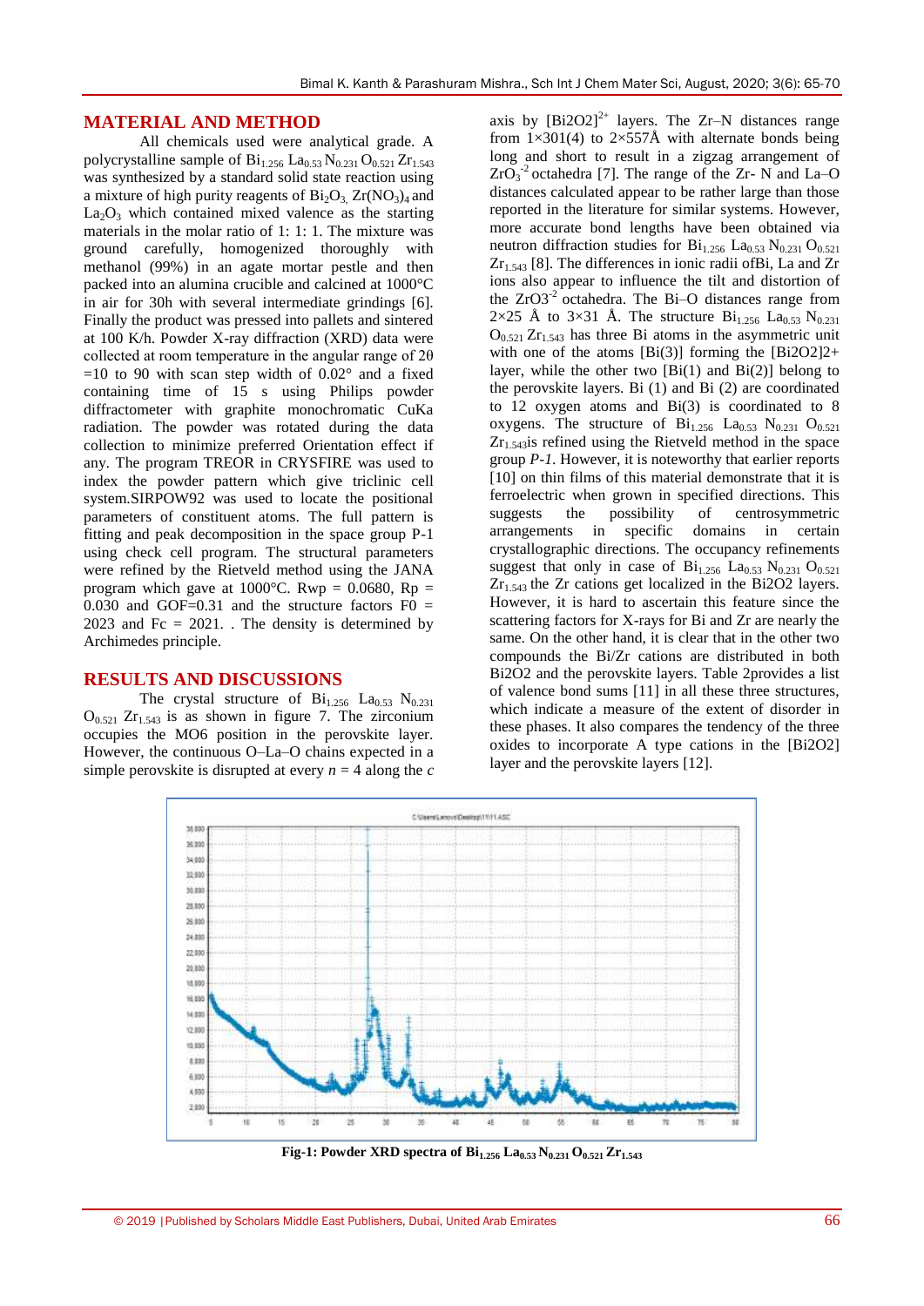## MATERIAL AND METHOD

All chemicals used were analytical grade. A polycrystalline sample of $Bi_{1.256}$ $La_{0.53}$ $N_{0.231}$ $O_{0.521}$ $Zr_{1.543}$ was synthesized by a standard solid state reaction using a mixture of high purity reagents of $Bi_2O_3$, $Zr(NO_3)_4$ and $La_2O_3$ which contained mixed valence as the starting materials in the molar ratio of 1: 1: 1. The mixture was ground carefully, homogenized thoroughly with methanol (99%) in an agate mortar pestle and then packed into an alumina crucible and calcined at 1000°C in air for 30h with several intermediate grindings [6]. Finally the product was pressed into pallets and sintered at 100 K/h. Powder X-ray diffraction (XRD) data were collected at room temperature in the angular range of 2θ =10 to 90 with scan step width of 0.02° and a fixed containing time of 15 s using Philips powder diffractometer with graphite monochromatic CuKa radiation. The powder was rotated during the data collection to minimize preferred Orientation effect if any. The program TREOR in CRYSFIRE was used to index the powder pattern which give triclinic cell system.SIRPOW92 was used to locate the positional parameters of constituent atoms. The full pattern is fitting and peak decomposition in the space group P-1 using check cell program. The structural parameters were refined by the Rietveld method using the JANA program which gave at 1000°C. Rwp = 0.0680, Rp = 0.030 and GOF=0.31 and the structure factors F0 = 2023 and Fc = 2021. . The density is determined by Archimedes principle.

## RESULTS AND DISCUSSIONS

The crystal structure of $Bi_{1.256}$ $La_{0.53}$ $N_{0.231}$ $O_{0.521}$ $Zr_{1.543}$ is as shown in figure 7. The zirconium occupies the MO6 position in the perovskite layer. However, the continuous O–La–O chains expected in a simple perovskite is disrupted at every $n = 4$ along the $c$ axis by $[Bi2O2]^{2+}$ layers. The Zr–N distances range from 1×301(4) to 2×557Å with alternate bonds being long and short to result in a zigzag arrangement of $ZrO_3^{-2}$ octahedra [7]. The range of the Zr- N and La–O distances calculated appear to be rather large than those reported in the literature for similar systems. However, more accurate bond lengths have been obtained via neutron diffraction studies for $Bi_{1.256}$ $La_{0.53}$ $N_{0.231}$ $O_{0.521}$ $Zr_{1.543}$ [8]. The differences in ionic radii ofBi, La and Zr ions also appear to influence the tilt and distortion of the ZrO3$^{-2}$ octahedra. The Bi–O distances range from 2×25 Å to 3×31 Å. The structure $Bi_{1.256}$ $La_{0.53}$ $N_{0.231}$ $O_{0.521}$ $Zr_{1.543}$ has three Bi atoms in the asymmetric unit with one of the atoms [Bi(3)] forming the [Bi2O2]2+ layer, while the other two [Bi(1) and Bi(2)] belong to the perovskite layers. Bi (1) and Bi (2) are coordinated to 12 oxygen atoms and Bi(3) is coordinated to 8 oxygens. The structure of $Bi_{1.256}$ $La_{0.53}$ $N_{0.231}$ $O_{0.521}$ $Zr_{1.543}$is refined using the Rietveld method in the space group *P-1*. However, it is noteworthy that earlier reports [10] on thin films of this material demonstrate that it is ferroelectric when grown in specified directions. This suggests the possibility of centrosymmetric arrangements in specific domains in certain crystallographic directions. The occupancy refinements suggest that only in case of $Bi_{1.256}$ $La_{0.53}$ $N_{0.231}$ $O_{0.521}$ $Zr_{1.543}$ the Zr cations get localized in the Bi2O2 layers. However, it is hard to ascertain this feature since the scattering factors for X-rays for Bi and Zr are nearly the same. On the other hand, it is clear that in the other two compounds the Bi/Zr cations are distributed in both Bi2O2 and the perovskite layers. Table 2provides a list of valence bond sums [11] in all these three structures, which indicate a measure of the extent of disorder in these phases. It also compares the tendency of the three oxides to incorporate A type cations in the [Bi2O2] layer and the perovskite layers [12].

**Fig-1: Powder XRD spectra of $Bi_{1.256}$ $La_{0.53}$ $N_{0.231}$ $O_{0.521}$ $Zr_{1.543}$**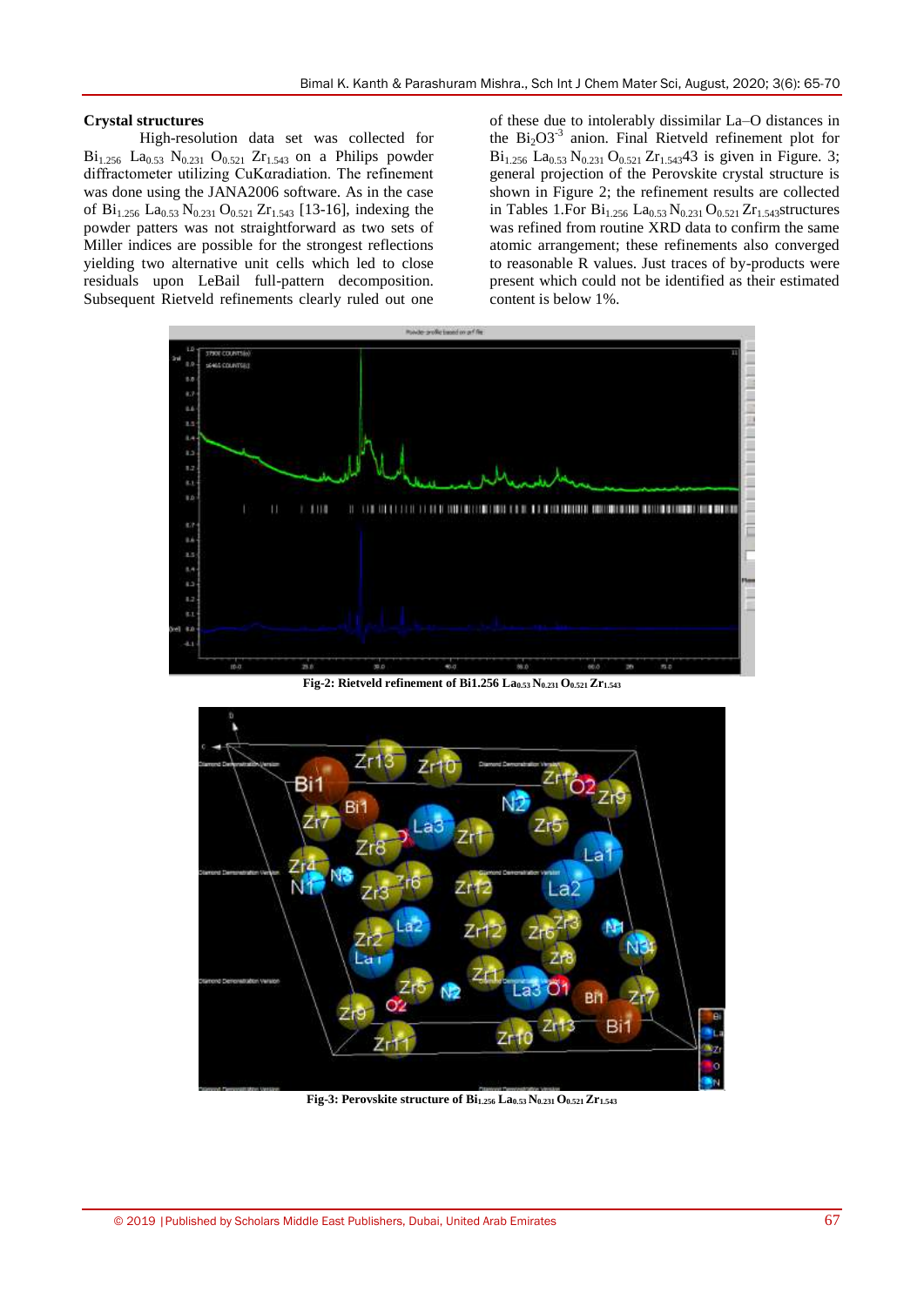## Crystal structures

High-resolution data set was collected for $Bi_{1.256}$ $La_{0.53}$ $N_{0.231}$ $O_{0.521}$ $Zr_{1.543}$ on a Philips powder diffractometer utilizing CuKαradiation. The refinement was done using the JANA2006 software. As in the case of $Bi_{1.256}$ $La_{0.53}$ $N_{0.231}$ $O_{0.521}$ $Zr_{1.543}$ [13-16], indexing the powder patters was not straightforward as two sets of Miller indices are possible for the strongest reflections yielding two alternative unit cells which led to close residuals upon LeBail full-pattern decomposition. Subsequent Rietveld refinements clearly ruled out one of these due to intolerably dissimilar La–O distances in the $Bi_2O3^{-3}$ anion. Final Rietveld refinement plot for $Bi_{1.256}$ $La_{0.53}$ $N_{0.231}$ $O_{0.521}$ $Zr_{1.543}$43 is given in Figure. 3; general projection of the Perovskite crystal structure is shown in Figure 2; the refinement results are collected in Tables 1.For $Bi_{1.256}$ $La_{0.53}$ $N_{0.231}$ $O_{0.521}$ $Zr_{1.543}$structures was refined from routine XRD data to confirm the same atomic arrangement; these refinements also converged to reasonable R values. Just traces of by-products were present which could not be identified as their estimated content is below 1%.

**Fig-2: Rietveld refinement of Bi1.256 $La_{0.53}$ $N_{0.231}$ $O_{0.521}$ $Zr_{1.543}$**

**Fig-3: Perovskite structure of $Bi_{1.256}$ $La_{0.53}$ $N_{0.231}$ $O_{0.521}$ $Zr_{1.543}$**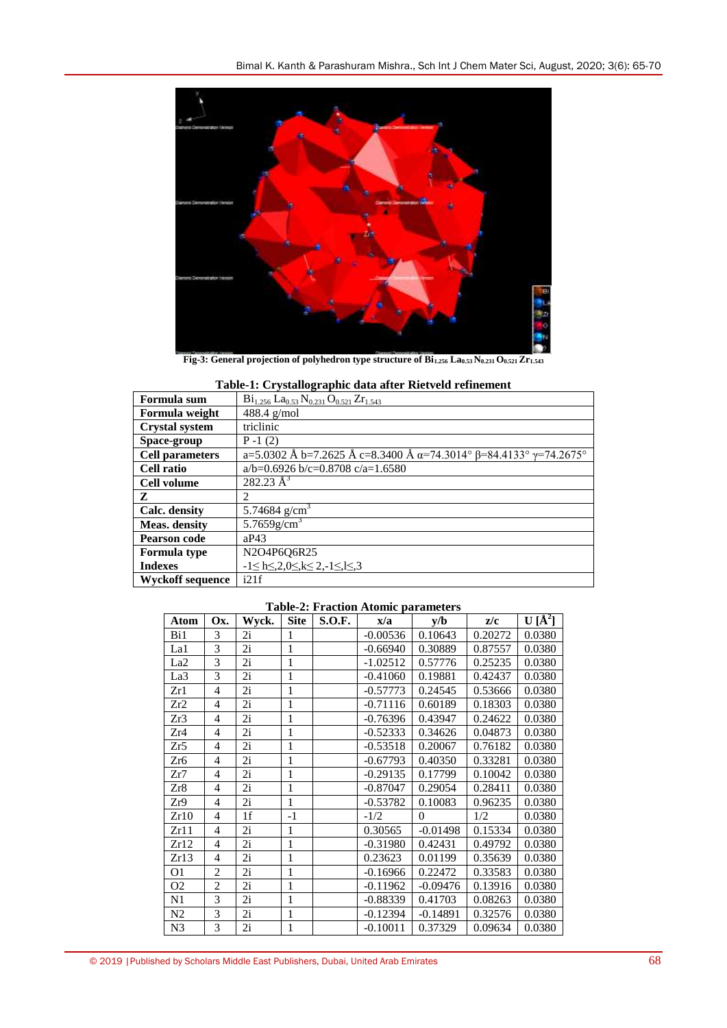Fig-3: General projection of polyhedron type structure of $Bi_{1.256}\ La_{0.53}\ N_{0.231}\ O_{0.521}\ Zr_{1.543}$

**Table-1: Crystallographic data after Rietveld refinement**

| | |
|---|---|
| **Formula sum** | $Bi_{1.256}\ La_{0.53}\ N_{0.231}\ O_{0.521}\ Zr_{1.543}$ |
| **Formula weight** | 488.4 g/mol |
| **Crystal system** | triclinic |
| **Space-group** | P -1 (2) |
| **Cell parameters** | a=5.0302 Å b=7.2625 Å c=8.3400 Å α=74.3014° β=84.4133° γ=74.2675° |
| **Cell ratio** | a/b=0.6926 b/c=0.8708 c/a=1.6580 |
| **Cell volume** | 282.23 Å$^3$ |
| **Z** | 2 |
| **Calc. density** | 5.74684 g/cm$^3$ |
| **Meas. density** | 5.7659g/cm$^3$ |
| **Pearson code** | aP43 |
| **Formula type** | N2O4P6Q6R25 |
| **Indexes** | -1≤ h≤,2,0≤,k≤ 2,-1≤,l≤,3 |
| **Wyckoff sequence** | i21f |

**Table-2: Fraction Atomic parameters**

| Atom | Ox. | Wyck. | Site | S.O.F. | x/a | y/b | z/c | U [Å$^2$] |
|---|---|---|---|---|---|---|---|---|
| Bi1 | 3 | 2i | 1 | | -0.00536 | 0.10643 | 0.20272 | 0.0380 |
| La1 | 3 | 2i | 1 | | -0.66940 | 0.30889 | 0.87557 | 0.0380 |
| La2 | 3 | 2i | 1 | | -1.02512 | 0.57776 | 0.25235 | 0.0380 |
| La3 | 3 | 2i | 1 | | -0.41060 | 0.19881 | 0.42437 | 0.0380 |
| Zr1 | 4 | 2i | 1 | | -0.57773 | 0.24545 | 0.53666 | 0.0380 |
| Zr2 | 4 | 2i | 1 | | -0.71116 | 0.60189 | 0.18303 | 0.0380 |
| Zr3 | 4 | 2i | 1 | | -0.76396 | 0.43947 | 0.24622 | 0.0380 |
| Zr4 | 4 | 2i | 1 | | -0.52333 | 0.34626 | 0.04873 | 0.0380 |
| Zr5 | 4 | 2i | 1 | | -0.53518 | 0.20067 | 0.76182 | 0.0380 |
| Zr6 | 4 | 2i | 1 | | -0.67793 | 0.40350 | 0.33281 | 0.0380 |
| Zr7 | 4 | 2i | 1 | | -0.29135 | 0.17799 | 0.10042 | 0.0380 |
| Zr8 | 4 | 2i | 1 | | -0.87047 | 0.29054 | 0.28411 | 0.0380 |
| Zr9 | 4 | 2i | 1 | | -0.53782 | 0.10083 | 0.96235 | 0.0380 |
| Zr10 | 4 | 1f | -1 | | -1/2 | 0 | 1/2 | 0.0380 |
| Zr11 | 4 | 2i | 1 | | 0.30565 | -0.01498 | 0.15334 | 0.0380 |
| Zr12 | 4 | 2i | 1 | | -0.31980 | 0.42431 | 0.49792 | 0.0380 |
| Zr13 | 4 | 2i | 1 | | 0.23623 | 0.01199 | 0.35639 | 0.0380 |
| O1 | 2 | 2i | 1 | | -0.16966 | 0.22472 | 0.33583 | 0.0380 |
| O2 | 2 | 2i | 1 | | -0.11962 | -0.09476 | 0.13916 | 0.0380 |
| N1 | 3 | 2i | 1 | | -0.88339 | 0.41703 | 0.08263 | 0.0380 |
| N2 | 3 | 2i | 1 | | -0.12394 | -0.14891 | 0.32576 | 0.0380 |
| N3 | 3 | 2i | 1 | | -0.10011 | 0.37329 | 0.09634 | 0.0380 |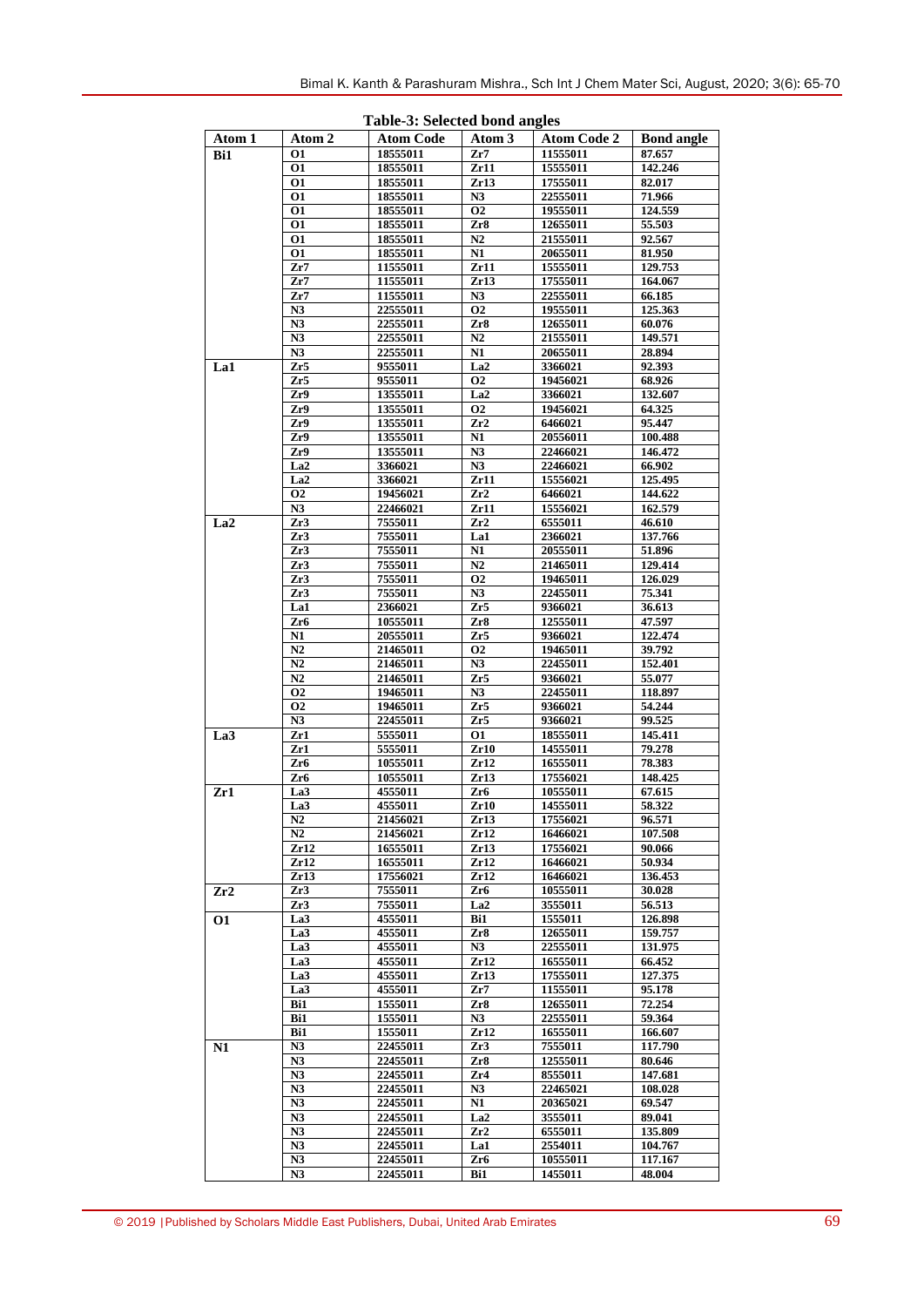**Table-3: Selected bond angles**

| Atom 1 | Atom 2 | Atom Code | Atom 3 | Atom Code 2 | Bond angle |
|---|---|---|---|---|---|
| **Bi1** | O1 | 18555011 | Zr7 | 11555011 | 87.657 |
| | O1 | 18555011 | Zr11 | 15555011 | 142.246 |
| | O1 | 18555011 | Zr13 | 17555011 | 82.017 |
| | O1 | 18555011 | N3 | 22555011 | 71.966 |
| | O1 | 18555011 | O2 | 19555011 | 124.559 |
| | O1 | 18555011 | Zr8 | 12655011 | 55.503 |
| | O1 | 18555011 | N2 | 21555011 | 92.567 |
| | O1 | 18555011 | N1 | 20655011 | 81.950 |
| | Zr7 | 11555011 | Zr11 | 15555011 | 129.753 |
| | Zr7 | 11555011 | Zr13 | 17555011 | 164.067 |
| | Zr7 | 11555011 | N3 | 22555011 | 66.185 |
| | N3 | 22555011 | O2 | 19555011 | 125.363 |
| | N3 | 22555011 | Zr8 | 12655011 | 60.076 |
| | N3 | 22555011 | N2 | 21555011 | 149.571 |
| | N3 | 22555011 | N1 | 20655011 | 28.894 |
| **La1** | Zr5 | 9555011 | La2 | 3366021 | 92.393 |
| | Zr5 | 9555011 | O2 | 19456021 | 68.926 |
| | Zr9 | 13555011 | La2 | 3366021 | 132.607 |
| | Zr9 | 13555011 | O2 | 19456021 | 64.325 |
| | Zr9 | 13555011 | Zr2 | 6466021 | 95.447 |
| | Zr9 | 13555011 | N1 | 20556011 | 100.488 |
| | Zr9 | 13555011 | N3 | 22466021 | 146.472 |
| | La2 | 3366021 | N3 | 22466021 | 66.902 |
| | La2 | 3366021 | Zr11 | 15556021 | 125.495 |
| | O2 | 19456021 | Zr2 | 6466021 | 144.622 |
| | N3 | 22466021 | Zr11 | 15556021 | 162.579 |
| **La2** | Zr3 | 7555011 | Zr2 | 6555011 | 46.610 |
| | Zr3 | 7555011 | La1 | 2366021 | 137.766 |
| | Zr3 | 7555011 | N1 | 20555011 | 51.896 |
| | Zr3 | 7555011 | N2 | 21465011 | 129.414 |
| | Zr3 | 7555011 | O2 | 19465011 | 126.029 |
| | Zr3 | 7555011 | N3 | 22455011 | 75.341 |
| | La1 | 2366021 | Zr5 | 9366021 | 36.613 |
| | Zr6 | 10555011 | Zr8 | 12555011 | 47.597 |
| | N1 | 20555011 | Zr5 | 9366021 | 122.474 |
| | N2 | 21465011 | O2 | 19465011 | 39.792 |
| | N2 | 21465011 | N3 | 22455011 | 152.401 |
| | N2 | 21465011 | Zr5 | 9366021 | 55.077 |
| | O2 | 19465011 | N3 | 22455011 | 118.897 |
| | O2 | 19465011 | Zr5 | 9366021 | 54.244 |
| | N3 | 22455011 | Zr5 | 9366021 | 99.525 |
| **La3** | Zr1 | 5555011 | O1 | 18555011 | 145.411 |
| | Zr1 | 5555011 | Zr10 | 14555011 | 79.278 |
| | Zr6 | 10555011 | Zr12 | 16555011 | 78.383 |
| | Zr6 | 10555011 | Zr13 | 17556021 | 148.425 |
| **Zr1** | La3 | 4555011 | Zr6 | 10555011 | 67.615 |
| | La3 | 4555011 | Zr10 | 14555011 | 58.322 |
| | N2 | 21456021 | Zr13 | 17556021 | 96.571 |
| | N2 | 21456021 | Zr12 | 16466021 | 107.508 |
| | Zr12 | 16555011 | Zr13 | 17556021 | 90.066 |
| | Zr12 | 16555011 | Zr12 | 16466021 | 50.934 |
| | Zr13 | 17556021 | Zr12 | 16466021 | 136.453 |
| **Zr2** | Zr3 | 7555011 | Zr6 | 10555011 | 30.028 |
| | Zr3 | 7555011 | La2 | 3555011 | 56.513 |
| **O1** | La3 | 4555011 | Bi1 | 1555011 | 126.898 |
| | La3 | 4555011 | Zr8 | 12655011 | 159.757 |
| | La3 | 4555011 | N3 | 22555011 | 131.975 |
| | La3 | 4555011 | Zr12 | 16555011 | 66.452 |
| | La3 | 4555011 | Zr13 | 17555011 | 127.375 |
| | La3 | 4555011 | Zr7 | 11555011 | 95.178 |
| | Bi1 | 1555011 | Zr8 | 12655011 | 72.254 |
| | Bi1 | 1555011 | N3 | 22555011 | 59.364 |
| | Bi1 | 1555011 | Zr12 | 16555011 | 166.607 |
| **N1** | N3 | 22455011 | Zr3 | 7555011 | 117.790 |
| | N3 | 22455011 | Zr8 | 12555011 | 80.646 |
| | N3 | 22455011 | Zr4 | 8555011 | 147.681 |
| | N3 | 22455011 | N3 | 22465021 | 108.028 |
| | N3 | 22455011 | N1 | 20365021 | 69.547 |
| | N3 | 22455011 | La2 | 3555011 | 89.041 |
| | N3 | 22455011 | Zr2 | 6555011 | 135.809 |
| | N3 | 22455011 | La1 | 2554011 | 104.767 |
| | N3 | 22455011 | Zr6 | 10555011 | 117.167 |
| | N3 | 22455011 | Bi1 | 1455011 | 48.004 |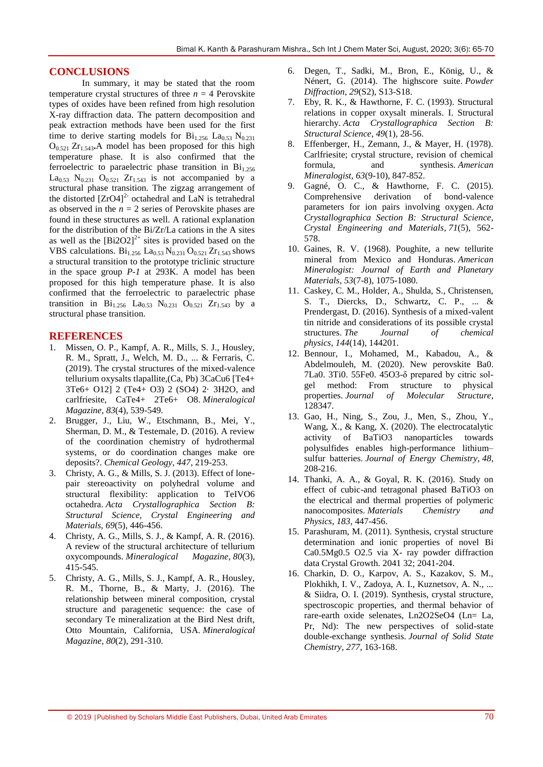## CONCLUSIONS

In summary, it may be stated that the room temperature crystal structures of three $n$ = 4 Perovskite types of oxides have been refined from high resolution X-ray diffraction data. The pattern decomposition and peak extraction methods have been used for the first time to derive starting models for $Bi_{1.256}$ $La_{0.53}$ $N_{0.231}$ $O_{0.521}$ $Zr_{1.543}$.A model has been proposed for this high temperature phase. It is also confirmed that the ferroelectric to paraelectric phase transition in $Bi_{1.256}$ $La_{0.53}$ $N_{0.231}$ $O_{0.521}$ $Zr_{1.543}$ is not accompanied by a structural phase transition. The zigzag arrangement of the distorted $[ZrO4]^{2-}$ octahedral and LaN is tetrahedral as observed in the $n$ = 2 series of Perovskite phases are found in these structures as well. A rational explanation for the distribution of the Bi/Zr/La cations in the A sites as well as the $[Bi2O2]^{2+}$ sites is provided based on the VBS calculations. $Bi_{1.256}$ $La_{0.53}$ $N_{0.231}$ $O_{0.521}$ $Zr_{1.543}$ shows a structural transition to the prototype triclinic structure in the space group *P-1* at 293K. A model has been proposed for this high temperature phase. It is also confirmed that the ferroelectric to paraelectric phase transition in $Bi_{1.256}$ $La_{0.53}$ $N_{0.231}$ $O_{0.521}$ $Zr_{1.543}$ by a structural phase transition.

## REFERENCES

1. Missen, O. P., Kampf, A. R., Mills, S. J., Housley, R. M., Spratt, J., Welch, M. D., ... & Ferraris, C. (2019). The crystal structures of the mixed-valence tellurium oxysalts tlapallite,(Ca, Pb) 3CaCu6 [Te4+ 3Te6+ O12] 2 (Te4+ O3) 2 (SO4) 2· 3H2O, and carlfriesite, CaTe4+ 2Te6+ O8. *Mineralogical Magazine*, *83*(4), 539-549.
2. Brugger, J., Liu, W., Etschmann, B., Mei, Y., Sherman, D. M., & Testemale, D. (2016). A review of the coordination chemistry of hydrothermal systems, or do coordination changes make ore deposits?. *Chemical Geology*, *447*, 219-253.
3. Christy, A. G., & Mills, S. J. (2013). Effect of lone-pair stereoactivity on polyhedral volume and structural flexibility: application to TeIVO6 octahedra. *Acta Crystallographica Section B: Structural Science, Crystal Engineering and Materials*, *69*(5), 446-456.
4. Christy, A. G., Mills, S. J., & Kampf, A. R. (2016). A review of the structural architecture of tellurium oxycompounds. *Mineralogical Magazine*, *80*(3), 415-545.
5. Christy, A. G., Mills, S. J., Kampf, A. R., Housley, R. M., Thorne, B., & Marty, J. (2016). The relationship between mineral composition, crystal structure and paragenetic sequence: the case of secondary Te mineralization at the Bird Nest drift, Otto Mountain, California, USA. *Mineralogical Magazine*, *80*(2), 291-310.
6. Degen, T., Sadki, M., Bron, E., König, U., & Nénert, G. (2014). The highscore suite. *Powder Diffraction*, *29*(S2), S13-S18.
7. Eby, R. K., & Hawthorne, F. C. (1993). Structural relations in copper oxysalt minerals. I. Structural hierarchy. *Acta Crystallographica Section B: Structural Science*, *49*(1), 28-56.
8. Effenberger, H., Zemann, J., & Mayer, H. (1978). Carlfriesite; crystal structure, revision of chemical formula, and synthesis. *American Mineralogist*, *63*(9-10), 847-852.
9. Gagné, O. C., & Hawthorne, F. C. (2015). Comprehensive derivation of bond-valence parameters for ion pairs involving oxygen. *Acta Crystallographica Section B: Structural Science, Crystal Engineering and Materials*, *71*(5), 562-578.
10. Gaines, R. V. (1968). Poughite, a new tellurite mineral from Mexico and Honduras. *American Mineralogist: Journal of Earth and Planetary Materials*, *53*(7-8), 1075-1080.
11. Caskey, C. M., Holder, A., Shulda, S., Christensen, S. T., Diercks, D., Schwartz, C. P., ... & Prendergast, D. (2016). Synthesis of a mixed-valent tin nitride and considerations of its possible crystal structures. *The Journal of chemical physics*, *144*(14), 144201.
12. Bennour, I., Mohamed, M., Kabadou, A., & Abdelmouleh, M. (2020). New perovskite Ba0. 7La0. 3Ti0. 55Fe0. 45O3-δ prepared by citric sol-gel method: From structure to physical properties. *Journal of Molecular Structure*, 128347.
13. Gao, H., Ning, S., Zou, J., Men, S., Zhou, Y., Wang, X., & Kang, X. (2020). The electrocatalytic activity of BaTiO3 nanoparticles towards polysulfides enables high-performance lithium–sulfur batteries. *Journal of Energy Chemistry*, *48*, 208-216.
14. Thanki, A. A., & Goyal, R. K. (2016). Study on effect of cubic-and tetragonal phased BaTiO3 on the electrical and thermal properties of polymeric nanocomposites. *Materials Chemistry and Physics*, *183*, 447-456.
15. Parashuram, M. (2011). Synthesis, crystal structure determination and ionic properties of novel Bi Ca0.5Mg0.5 O2.5 via X- ray powder diffraction data Crystal Growth. 2041 32; 2041-204.
16. Charkin, D. O., Karpov, A. S., Kazakov, S. M., Plokhikh, I. V., Zadoya, A. I., Kuznetsov, A. N., ... & Siidra, O. I. (2019). Synthesis, crystal structure, spectroscopic properties, and thermal behavior of rare-earth oxide selenates, Ln2O2SeO4 (Ln= La, Pr, Nd): The new perspectives of solid-state double-exchange synthesis. *Journal of Solid State Chemistry*, *277*, 163-168.